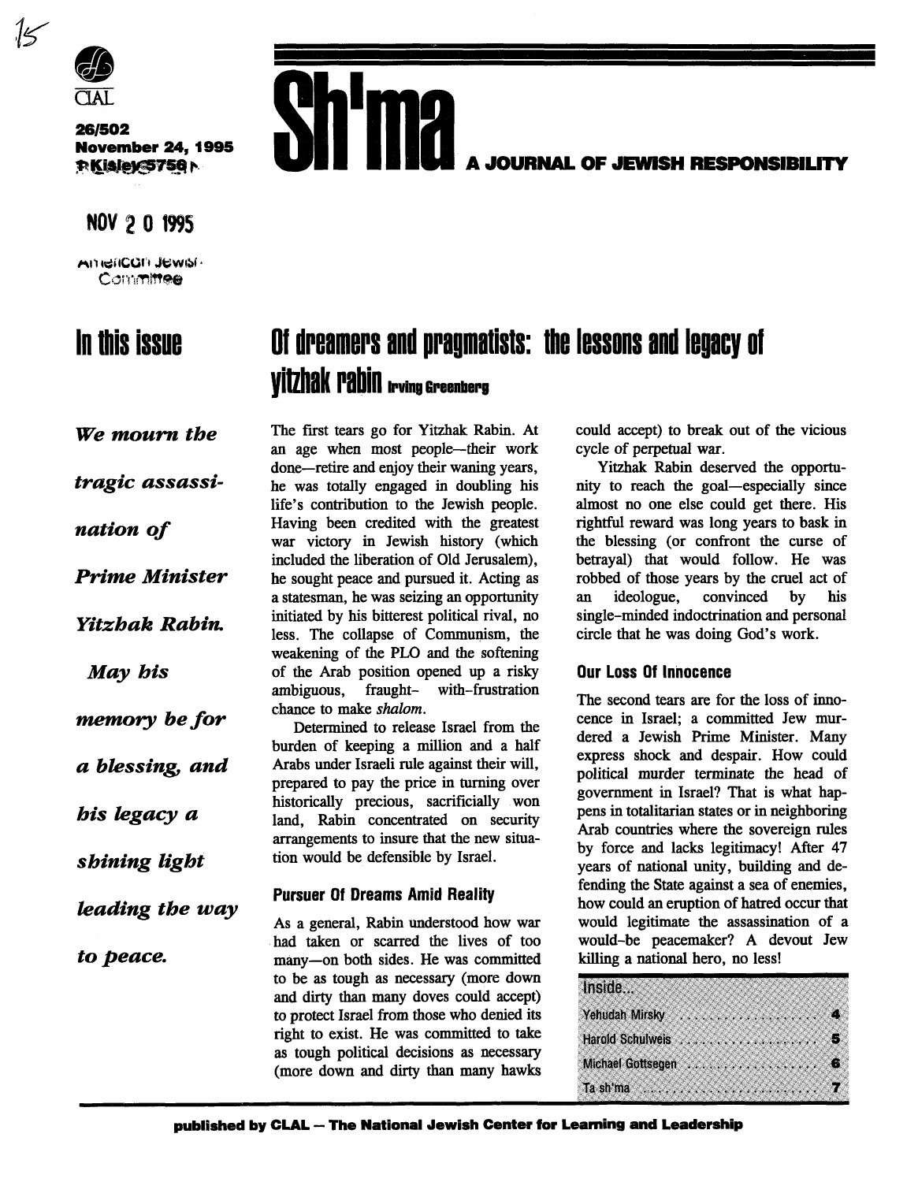15

CLAL

**26/502**
**November 24, 1995**
**Kislev 5756**

NOV 2 0 1995

American Jewish Committee

# Sh'ma

**A JOURNAL OF JEWISH RESPONSIBILITY**

## In this issue

***We mourn the tragic assassination of Prime Minister Yitzhak Rabin. May his memory be for a blessing, and his legacy a shining light leading the way to peace.***

# Of dreamers and pragmatists: the lessons and legacy of yitzhak rabin

Irving Greenberg

The first tears go for Yitzhak Rabin. At an age when most people—their work done—retire and enjoy their waning years, he was totally engaged in doubling his life's contribution to the Jewish people. Having been credited with the greatest war victory in Jewish history (which included the liberation of Old Jerusalem), he sought peace and pursued it. Acting as a statesman, he was seizing an opportunity initiated by his bitterest political rival, no less. The collapse of Communism, the weakening of the PLO and the softening of the Arab position opened up a risky ambiguous, fraught- with-frustration chance to make *shalom*.

Determined to release Israel from the burden of keeping a million and a half Arabs under Israeli rule against their will, prepared to pay the price in turning over historically precious, sacrificially won land, Rabin concentrated on security arrangements to insure that the new situation would be defensible by Israel.

### Pursuer Of Dreams Amid Reality

As a general, Rabin understood how war had taken or scarred the lives of too many—on both sides. He was committed to be as tough as necessary (more down and dirty than many doves could accept) to protect Israel from those who denied its right to exist. He was committed to take as tough political decisions as necessary (more down and dirty than many hawks could accept) to break out of the vicious cycle of perpetual war.

Yitzhak Rabin deserved the opportunity to reach the goal—especially since almost no one else could get there. His rightful reward was long years to bask in the blessing (or confront the curse of betrayal) that would follow. He was robbed of those years by the cruel act of an ideologue, convinced by his single-minded indoctrination and personal circle that he was doing God's work.

### Our Loss Of Innocence

The second tears are for the loss of innocence in Israel; a committed Jew murdered a Jewish Prime Minister. Many express shock and despair. How could political murder terminate the head of government in Israel? That is what happens in totalitarian states or in neighboring Arab countries where the sovereign rules by force and lacks legitimacy! After 47 years of national unity, building and defending the State against a sea of enemies, how could an eruption of hatred occur that would legitimate the assassination of a would-be peacemaker? A devout Jew killing a national hero, no less!

**Inside...**

| | |
|---|---|
| Yehudah Mirsky | 4 |
| Harold Schulweis | 5 |
| Michael Gottsegen | 6 |
| Ta sh'ma | 7 |

**published by CLAL – The National Jewish Center for Learning and Leadership**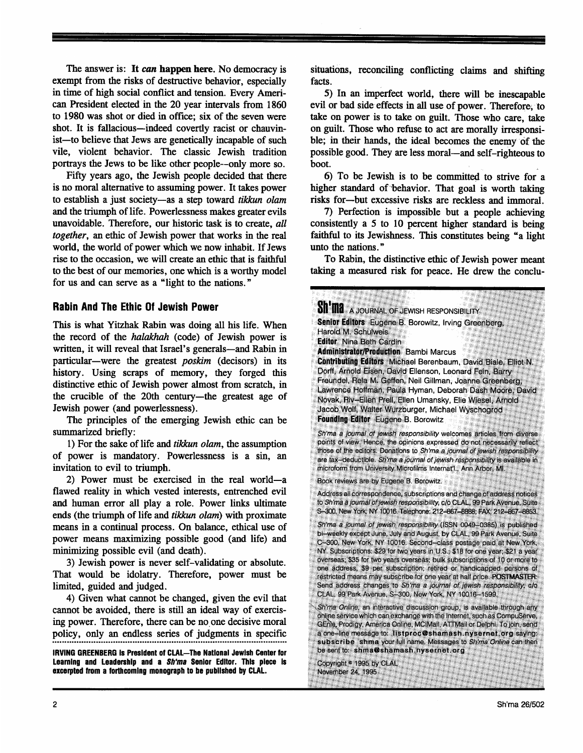The answer is: **It *can* happen here.** No democracy is exempt from the risks of destructive behavior, especially in time of high social conflict and tension. Every American President elected in the 20 year intervals from 1860 to 1980 was shot or died in office; six of the seven were shot. It is fallacious—indeed covertly racist or chauvinist—to believe that Jews are genetically incapable of such vile, violent behavior. The classic Jewish tradition portrays the Jews to be like other people--only more so.

Fifty years ago, the Jewish people decided that there is no moral alternative to assuming power. It takes power to establish a just society—as a step toward *tikkun olam* and the triumph of life. Powerlessness makes greater evils unavoidable. Therefore, our historic task is to create, *all together*, an ethic of Jewish power that works in the real world, the world of power which we now inhabit. If Jews rise to the occasion, we will create an ethic that is faithful to the best of our memories, one which is a worthy model for us and can serve as a "light to the nations."

## Rabin And The Ethic Of Jewish Power

This is what Yitzhak Rabin was doing all his life. When the record of the *halakhah* (code) of Jewish power is written, it will reveal that Israel's generals—and Rabin in particular—were the greatest *poskim* (decisors) in its history. Using scraps of memory, they forged this distinctive ethic of Jewish power almost from scratch, in the crucible of the 20th century—the greatest age of Jewish power (and powerlessness).

The principles of the emerging Jewish ethic can be summarized briefly:

1) For the sake of life and *tikkun olam*, the assumption of power is mandatory. Powerlessness is a sin, an invitation to evil to triumph.

2) Power must be exercised in the real world—a flawed reality in which vested interests, entrenched evil and human error all play a role. Power links ultimate ends (the triumph of life and *tikkun olam*) with proximate means in a continual process. On balance, ethical use of power means maximizing possible good (and life) and minimizing possible evil (and death).

3) Jewish power is never self-validating or absolute. That would be idolatry. Therefore, power must be limited, guided and judged.

4) Given what cannot be changed, given the evil that cannot be avoided, there is still an ideal way of exercising power. Therefore, there can be no one decisive moral policy, only an endless series of judgments in specific situations, reconciling conflicting claims and shifting facts.

5) In an imperfect world, there will be inescapable evil or bad side effects in all use of power. Therefore, to take on power is to take on guilt. Those who care, take on guilt. Those who refuse to act are morally irresponsible; in their hands, the ideal becomes the enemy of the possible good. They are less moral—and self-righteous to boot.

6) To be Jewish is to be committed to strive for a higher standard of behavior. That goal is worth taking risks for—but excessive risks are reckless and immoral.

7) Perfection is impossible but a people achieving consistently a 5 to 10 percent higher standard is being faithful to its Jewishness. This constitutes being "a light unto the nations."

To Rabin, the distinctive ethic of Jewish power meant taking a measured risk for peace. He drew the conclu-

**IRVING GREENBERG is President of CLAL—The National Jewish Center for Learning and Leadership and a *Sh'ma* Senior Editor. This piece is excerpted from a forthcoming monograph to be published by CLAL.**

---

**Sh'ma** A JOURNAL OF JEWISH RESPONSIBILITY

**Senior Editors** Eugene B. Borowitz, Irving Greenberg, Harold M. Schulweis
**Editor** Nina Beth Cardin
**Administrator/Production** Bambi Marcus
**Contributing Editors** Michael Berenbaum, David Biale, Elliot N. Dorff, Arnold Eisen, David Ellenson, Leonard Fein, Barry Freundel, Rela M. Geffen, Neil Gillman, Joanne Greenberg, Lawrence Hoffman, Paula Hyman, Deborah Dash Moore, David Novak, Riv-Ellen Prell, Ellen Umansky, Elie Wiesel, Arnold Jacob Wolf, Walter Wurzburger, Michael Wyschogrod
**Founding Editor** Eugene B. Borowitz

*Sh'ma a journal of jewish responsibility* welcomes articles from diverse points of view. Hence, the opinions expressed do not necessarily reflect those of the editors. Donations to *Sh'ma a journal of jewish responsibility* are tax-deductible. *Sh'ma a journal of jewish responsibility* is available in microform from University Microfilms Internat'l., Ann Arbor, MI.

Book reviews are by Eugene B. Borowitz.

Address all correspondence, subscriptions and change of address notices to *Sh'ma a journal of jewish responsibility*, c/o CLAL, 99 Park Avenue, Suite S-300, New York, NY 10016. Telephone: 212-867-8888; FAX: 212-867-8853.

*Sh'ma a journal of jewish responsibility* (ISSN 0049-0385) is published bi-weekly except June, July and August, by CLAL, 99 Park Avenue, Suite C-300, New York, NY 10016. Second-class postage paid at New York, NY. Subscriptions: $29 for two years in U.S.; $18 for one year; $21 a year overseas; $35 for two years overseas; bulk subscriptions of 10 or more to one address, $9 per subscription; retired or handicapped persons of restricted means may subscribe for one year at half price. **POSTMASTER**: Send address changes to *Sh'ma a journal of jewish responsibility*, c/o CLAL, 99 Park Avenue, S-300, New York, NY 10016-1599.

*Sh'ma Online*, an interactive discussion group, is available through any online service which can exchange with the Internet, such as CompuServe, GEnie, Prodigy, America Online, MCIMail, ATTMail or Delphi. To join, send a one-line message to: **listproc@shamash.nysernet.org** saying: **subscribe shma** your full name. Messages to *Sh'ma Online* can then be sent to: **shma@shamash.nysernet.org**

Copyright © 1995 by CLAL
November 24, 1995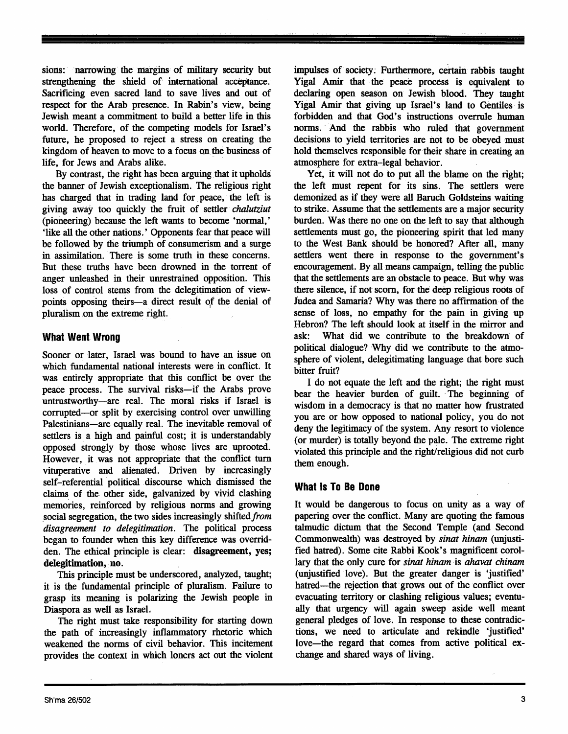sions: narrowing the margins of military security but strengthening the shield of international acceptance. Sacrificing even sacred land to save lives and out of respect for the Arab presence. In Rabin's view, being Jewish meant a commitment to build a better life in this world. Therefore, of the competing models for Israel's future, he proposed to reject a stress on creating the kingdom of heaven to move to a focus on the business of life, for Jews and Arabs alike.

By contrast, the right has been arguing that it upholds the banner of Jewish exceptionalism. The religious right has charged that in trading land for peace, the left is giving away too quickly the fruit of settler *chalutziut* (pioneering) because the left wants to become 'normal,' 'like all the other nations.' Opponents fear that peace will be followed by the triumph of consumerism and a surge in assimilation. There is some truth in these concerns. But these truths have been drowned in the torrent of anger unleashed in their unrestrained opposition. This loss of control stems from the delegitimation of viewpoints opposing theirs—a direct result of the denial of pluralism on the extreme right.

## What Went Wrong

Sooner or later, Israel was bound to have an issue on which fundamental national interests were in conflict. It was entirely appropriate that this conflict be over the peace process. The survival risks—if the Arabs prove untrustworthy—are real. The moral risks if Israel is corrupted—or split by exercising control over unwilling Palestinians—are equally real. The inevitable removal of settlers is a high and painful cost; it is understandably opposed strongly by those whose lives are uprooted. However, it was not appropriate that the conflict turn vituperative and alienated. Driven by increasingly self-referential political discourse which dismissed the claims of the other side, galvanized by vivid clashing memories, reinforced by religious norms and growing social segregation, the two sides increasingly shifted *from disagreement to delegitimation*. The political process began to founder when this key difference was overridden. The ethical principle is clear: **disagreement, yes; delegitimation, no**.

This principle must be underscored, analyzed, taught; it is the fundamental principle of pluralism. Failure to grasp its meaning is polarizing the Jewish people in Diaspora as well as Israel.

The right must take responsibility for starting down the path of increasingly inflammatory rhetoric which weakened the norms of civil behavior. This incitement provides the context in which loners act out the violent impulses of society. Furthermore, certain rabbis taught Yigal Amir that the peace process is equivalent to declaring open season on Jewish blood. They taught Yigal Amir that giving up Israel's land to Gentiles is forbidden and that God's instructions overrule human norms. And the rabbis who ruled that government decisions to yield territories are not to be obeyed must hold themselves responsible for their share in creating an atmosphere for extra-legal behavior.

Yet, it will not do to put all the blame on the right; the left must repent for its sins. The settlers were demonized as if they were all Baruch Goldsteins waiting to strike. Assume that the settlements are a major security burden. Was there no one on the left to say that although settlements must go, the pioneering spirit that led many to the West Bank should be honored? After all, many settlers went there in response to the government's encouragement. By all means campaign, telling the public that the settlements are an obstacle to peace. But why was there silence, if not scorn, for the deep religious roots of Judea and Samaria? Why was there no affirmation of the sense of loss, no empathy for the pain in giving up Hebron? The left should look at itself in the mirror and ask: What did we contribute to the breakdown of political dialogue? Why did we contribute to the atmosphere of violent, delegitimating language that bore such bitter fruit?

I do not equate the left and the right; the right must bear the heavier burden of guilt. The beginning of wisdom in a democracy is that no matter how frustrated you are or how opposed to national policy, you do not deny the legitimacy of the system. Any resort to violence (or murder) is totally beyond the pale. The extreme right violated this principle and the right/religious did not curb them enough.

## What Is To Be Done

It would be dangerous to focus on unity as a way of papering over the conflict. Many are quoting the famous talmudic dictum that the Second Temple (and Second Commonwealth) was destroyed by *sinat hinam* (unjustified hatred). Some cite Rabbi Kook's magnificent corollary that the only cure for *sinat hinam* is *ahavat chinam* (unjustified love). But the greater danger is 'justified' hatred—the rejection that grows out of the conflict over evacuating territory or clashing religious values; eventually that urgency will again sweep aside well meant general pledges of love. In response to these contradictions, we need to articulate and rekindle 'justified' love—the regard that comes from active political exchange and shared ways of living.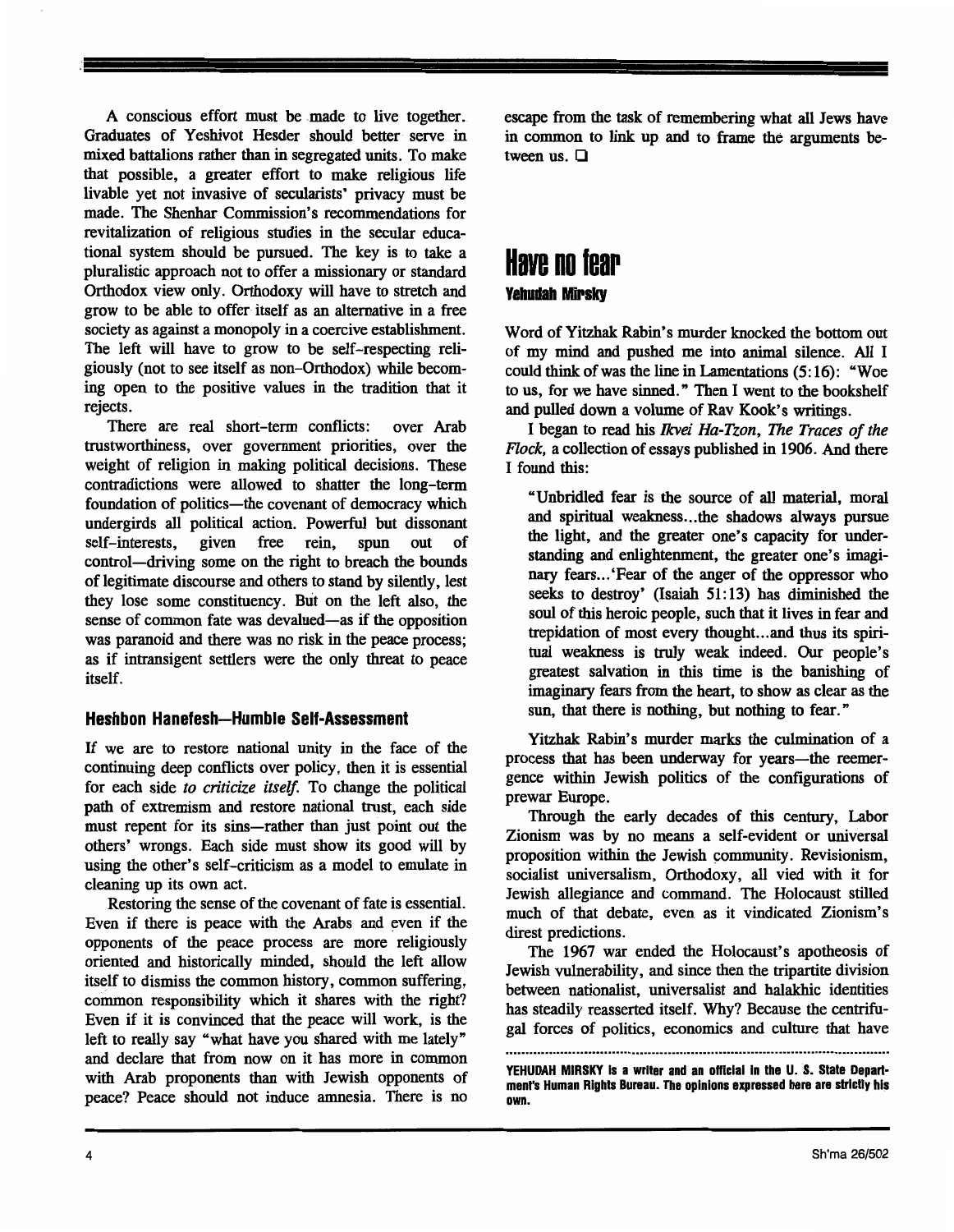A conscious effort must be made to live together. Graduates of Yeshivot Hesder should better serve in mixed battalions rather than in segregated units. To make that possible, a greater effort to make religious life livable yet not invasive of secularists' privacy must be made. The Shenhar Commission's recommendations for revitalization of religious studies in the secular educational system should be pursued. The key is to take a pluralistic approach not to offer a missionary or standard Orthodox view only. Orthodoxy will have to stretch and grow to be able to offer itself as an alternative in a free society as against a monopoly in a coercive establishment. The left will have to grow to be self-respecting religiously (not to see itself as non-Orthodox) while becoming open to the positive values in the tradition that it rejects.

There are real short-term conflicts: over Arab trustworthiness, over government priorities, over the weight of religion in making political decisions. These contradictions were allowed to shatter the long-term foundation of politics—the covenant of democracy which undergirds all political action. Powerful but dissonant self-interests, given free rein, spun out of control—driving some on the right to breach the bounds of legitimate discourse and others to stand by silently, lest they lose some constituency. But on the left also, the sense of common fate was devalued—as if the opposition was paranoid and there was no risk in the peace process; as if intransigent settlers were the only threat to peace itself.

### Heshbon Hanefesh—Humble Self-Assessment

If we are to restore national unity in the face of the continuing deep conflicts over policy, then it is essential for each side *to criticize itself.* To change the political path of extremism and restore national trust, each side must repent for its sins—rather than just point out the others' wrongs. Each side must show its good will by using the other's self-criticism as a model to emulate in cleaning up its own act.

Restoring the sense of the covenant of fate is essential. Even if there is peace with the Arabs and even if the opponents of the peace process are more religiously oriented and historically minded, should the left allow itself to dismiss the common history, common suffering, common responsibility which it shares with the right? Even if it is convinced that the peace will work, is the left to really say "what have you shared with me lately" and declare that from now on it has more in common with Arab proponents than with Jewish opponents of peace? Peace should not induce amnesia. There is no escape from the task of remembering what all Jews have in common to link up and to frame the arguments between us. ❑

## Have no fear

**Yehudah Mirsky**

Word of Yitzhak Rabin's murder knocked the bottom out of my mind and pushed me into animal silence. All I could think of was the line in Lamentations (5:16): "Woe to us, for we have sinned." Then I went to the bookshelf and pulled down a volume of Rav Kook's writings.

I began to read his *Ikvei Ha-Tzon, The Traces of the Flock,* a collection of essays published in 1906. And there I found this:

> "Unbridled fear is the source of all material, moral and spiritual weakness...the shadows always pursue the light, and the greater one's capacity for understanding and enlightenment, the greater one's imaginary fears...'Fear of the anger of the oppressor who seeks to destroy' (Isaiah 51:13) has diminished the soul of this heroic people, such that it lives in fear and trepidation of most every thought...and thus its spiritual weakness is truly weak indeed. Our people's greatest salvation in this time is the banishing of imaginary fears from the heart, to show as clear as the sun, that there is nothing, but nothing to fear."

Yitzhak Rabin's murder marks the culmination of a process that has been underway for years—the reemergence within Jewish politics of the configurations of prewar Europe.

Through the early decades of this century, Labor Zionism was by no means a self-evident or universal proposition within the Jewish community. Revisionism, socialist universalism, Orthodoxy, all vied with it for Jewish allegiance and command. The Holocaust stilled much of that debate, even as it vindicated Zionism's direst predictions.

The 1967 war ended the Holocaust's apotheosis of Jewish vulnerability, and since then the tripartite division between nationalist, universalist and halakhic identities has steadily reasserted itself. Why? Because the centrifugal forces of politics, economics and culture that have

**YEHUDAH MIRSKY is a writer and an official in the U. S. State Department's Human Rights Bureau. The opinions expressed here are strictly his own.**